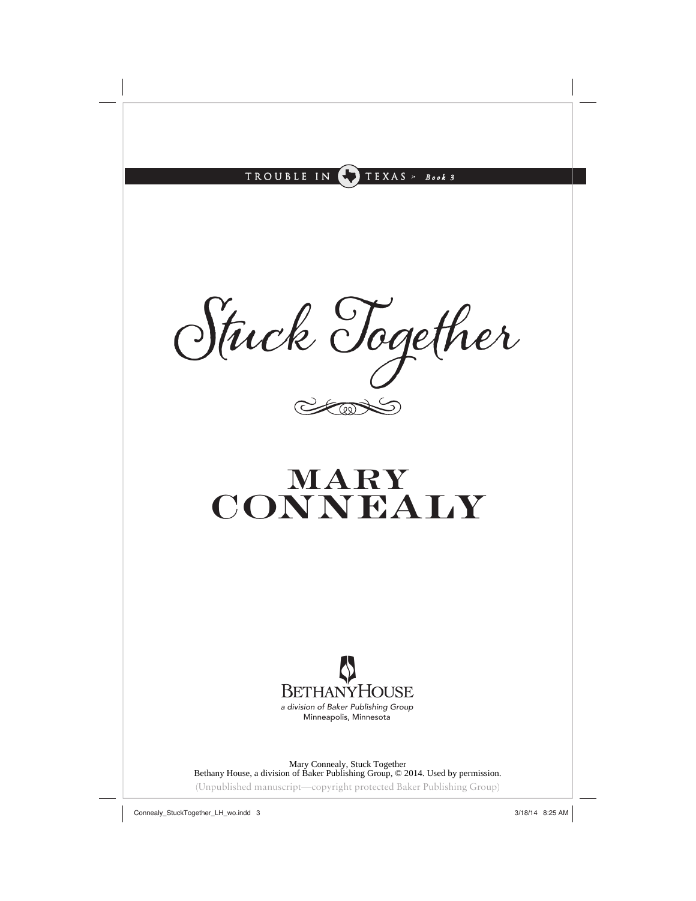TROUBLE IN TEXAS ✦ *Book 3*

# Stuck Together

## MARY CONNEALY

BETHANYHOUSE

*a division of Baker Publishing Group*

Minneapolis, Minnesota

Mary Connealy, Stuck Together
Bethany House, a division of Baker Publishing Group, © 2014. Used by permission.

(Unpublished manuscript—copyright protected Baker Publishing Group)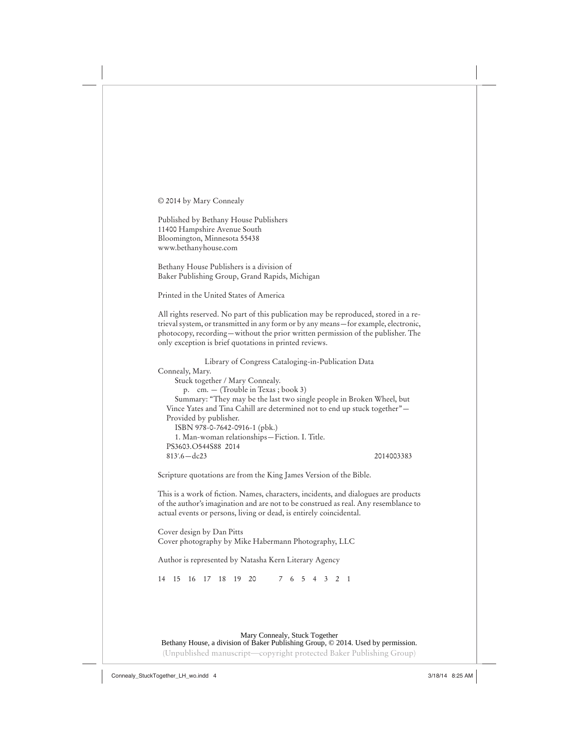© 2014 by Mary Connealy

Published by Bethany House Publishers
11400 Hampshire Avenue South
Bloomington, Minnesota 55438
www.bethanyhouse.com

Bethany House Publishers is a division of
Baker Publishing Group, Grand Rapids, Michigan

Printed in the United States of America

All rights reserved. No part of this publication may be reproduced, stored in a retrieval system, or transmitted in any form or by any means—for example, electronic, photocopy, recording—without the prior written permission of the publisher. The only exception is brief quotations in printed reviews.

Library of Congress Cataloging-in-Publication Data

Connealy, Mary.
Stuck together / Mary Connealy.
p. cm. — (Trouble in Texas ; book 3)
Summary: "They may be the last two single people in Broken Wheel, but Vince Yates and Tina Cahill are determined not to end up stuck together"—Provided by publisher.
ISBN 978-0-7642-0916-1 (pbk.)
1. Man-woman relationships—Fiction. I. Title.
PS3603.O544S88 2014
813′.6—dc23 2014003383

Scripture quotations are from the King James Version of the Bible.

This is a work of fiction. Names, characters, incidents, and dialogues are products of the author's imagination and are not to be construed as real. Any resemblance to actual events or persons, living or dead, is entirely coincidental.

Cover design by Dan Pitts
Cover photography by Mike Habermann Photography, LLC

Author is represented by Natasha Kern Literary Agency

14 15 16 17 18 19 20 7 6 5 4 3 2 1

Mary Connealy, Stuck Together
Bethany House, a division of Baker Publishing Group, © 2014. Used by permission.
(Unpublished manuscript—copyright protected Baker Publishing Group)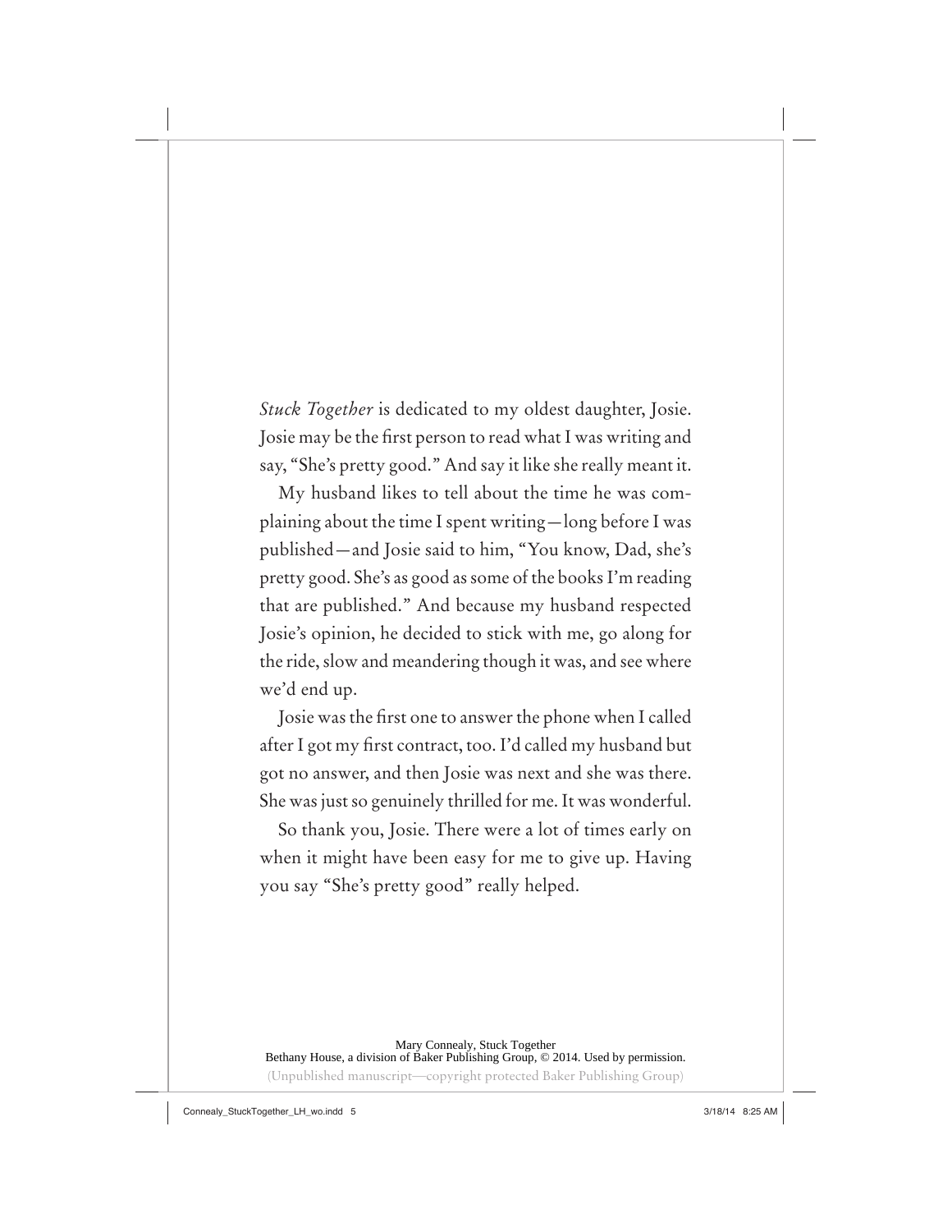*Stuck Together* is dedicated to my oldest daughter, Josie. Josie may be the first person to read what I was writing and say, "She's pretty good." And say it like she really meant it.

My husband likes to tell about the time he was complaining about the time I spent writing—long before I was published—and Josie said to him, "You know, Dad, she's pretty good. She's as good as some of the books I'm reading that are published." And because my husband respected Josie's opinion, he decided to stick with me, go along for the ride, slow and meandering though it was, and see where we'd end up.

Josie was the first one to answer the phone when I called after I got my first contract, too. I'd called my husband but got no answer, and then Josie was next and she was there. She was just so genuinely thrilled for me. It was wonderful.

So thank you, Josie. There were a lot of times early on when it might have been easy for me to give up. Having you say "She's pretty good" really helped.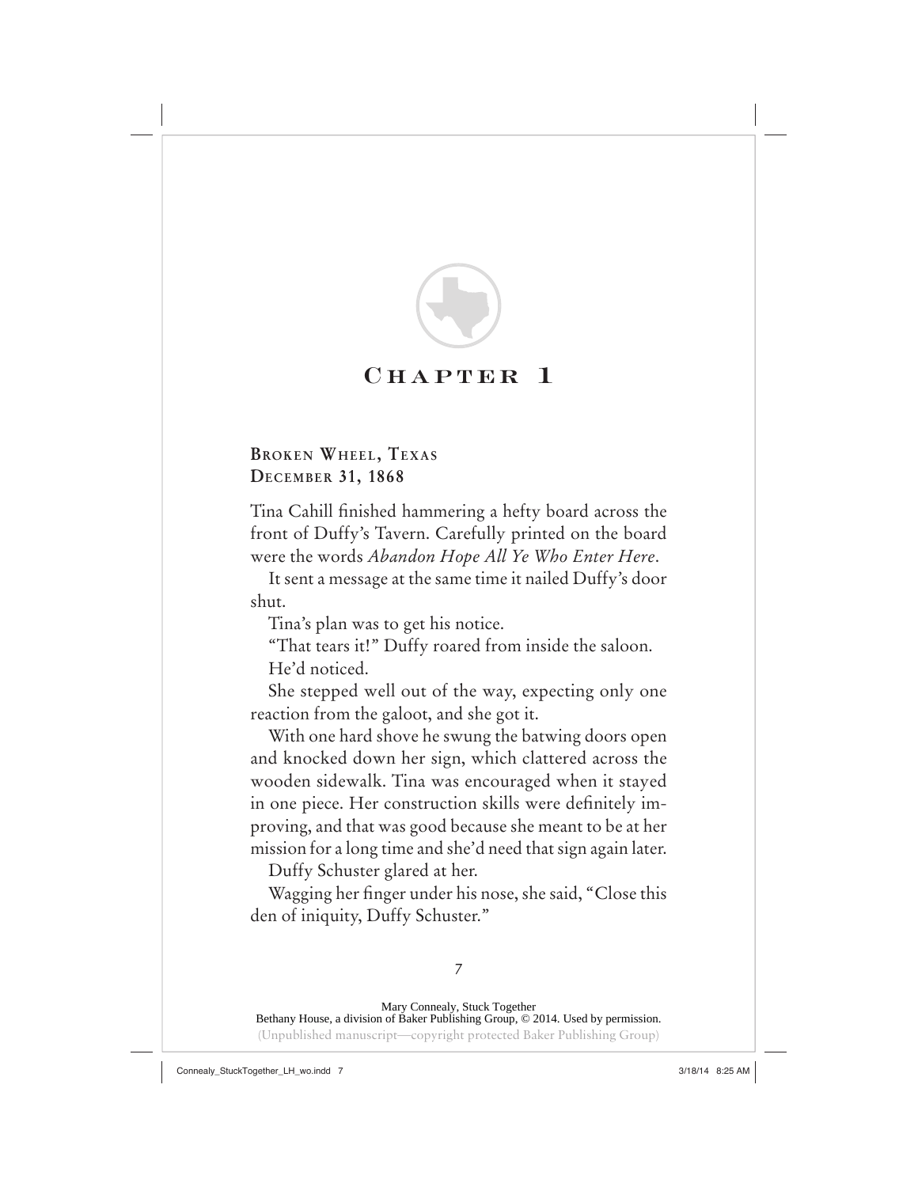# Chapter 1

**Broken Wheel, Texas**
**December 31, 1868**

Tina Cahill finished hammering a hefty board across the front of Duffy's Tavern. Carefully printed on the board were the words *Abandon Hope All Ye Who Enter Here*.

It sent a message at the same time it nailed Duffy's door shut.

Tina's plan was to get his notice.

"That tears it!" Duffy roared from inside the saloon.

He'd noticed.

She stepped well out of the way, expecting only one reaction from the galoot, and she got it.

With one hard shove he swung the batwing doors open and knocked down her sign, which clattered across the wooden sidewalk. Tina was encouraged when it stayed in one piece. Her construction skills were definitely improving, and that was good because she meant to be at her mission for a long time and she'd need that sign again later.

Duffy Schuster glared at her.

Wagging her finger under his nose, she said, "Close this den of iniquity, Duffy Schuster."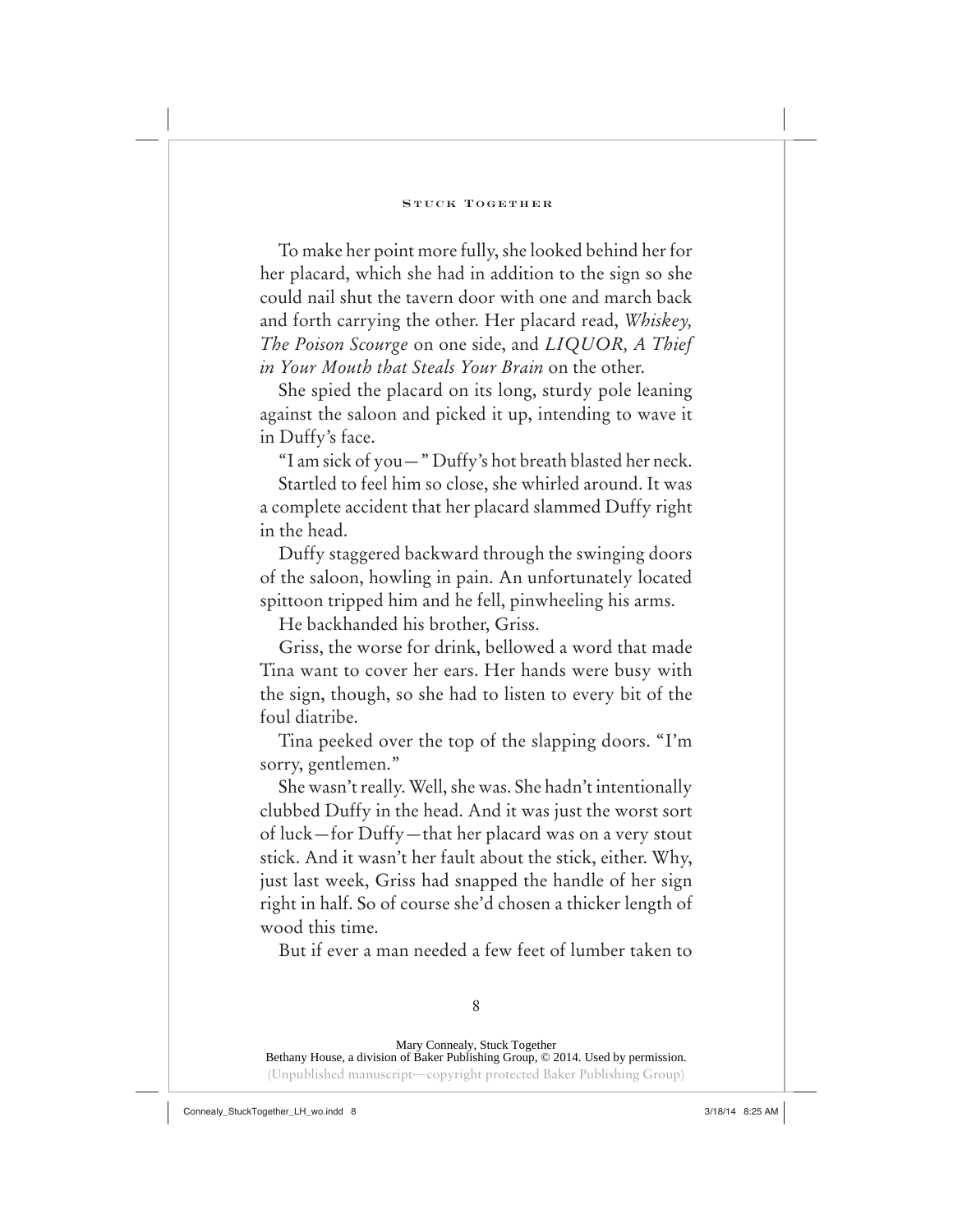To make her point more fully, she looked behind her for her placard, which she had in addition to the sign so she could nail shut the tavern door with one and march back and forth carrying the other. Her placard read, *Whiskey, The Poison Scourge* on one side, and *LIQUOR, A Thief in Your Mouth that Steals Your Brain* on the other.

She spied the placard on its long, sturdy pole leaning against the saloon and picked it up, intending to wave it in Duffy's face.

"I am sick of you—" Duffy's hot breath blasted her neck.

Startled to feel him so close, she whirled around. It was a complete accident that her placard slammed Duffy right in the head.

Duffy staggered backward through the swinging doors of the saloon, howling in pain. An unfortunately located spittoon tripped him and he fell, pinwheeling his arms.

He backhanded his brother, Griss.

Griss, the worse for drink, bellowed a word that made Tina want to cover her ears. Her hands were busy with the sign, though, so she had to listen to every bit of the foul diatribe.

Tina peeked over the top of the slapping doors. "I'm sorry, gentlemen."

She wasn't really. Well, she was. She hadn't intentionally clubbed Duffy in the head. And it was just the worst sort of luck—for Duffy—that her placard was on a very stout stick. And it wasn't her fault about the stick, either. Why, just last week, Griss had snapped the handle of her sign right in half. So of course she'd chosen a thicker length of wood this time.

But if ever a man needed a few feet of lumber taken to

Mary Connealy, Stuck Together
Bethany House, a division of Baker Publishing Group, © 2014. Used by permission.
(Unpublished manuscript—copyright protected Baker Publishing Group)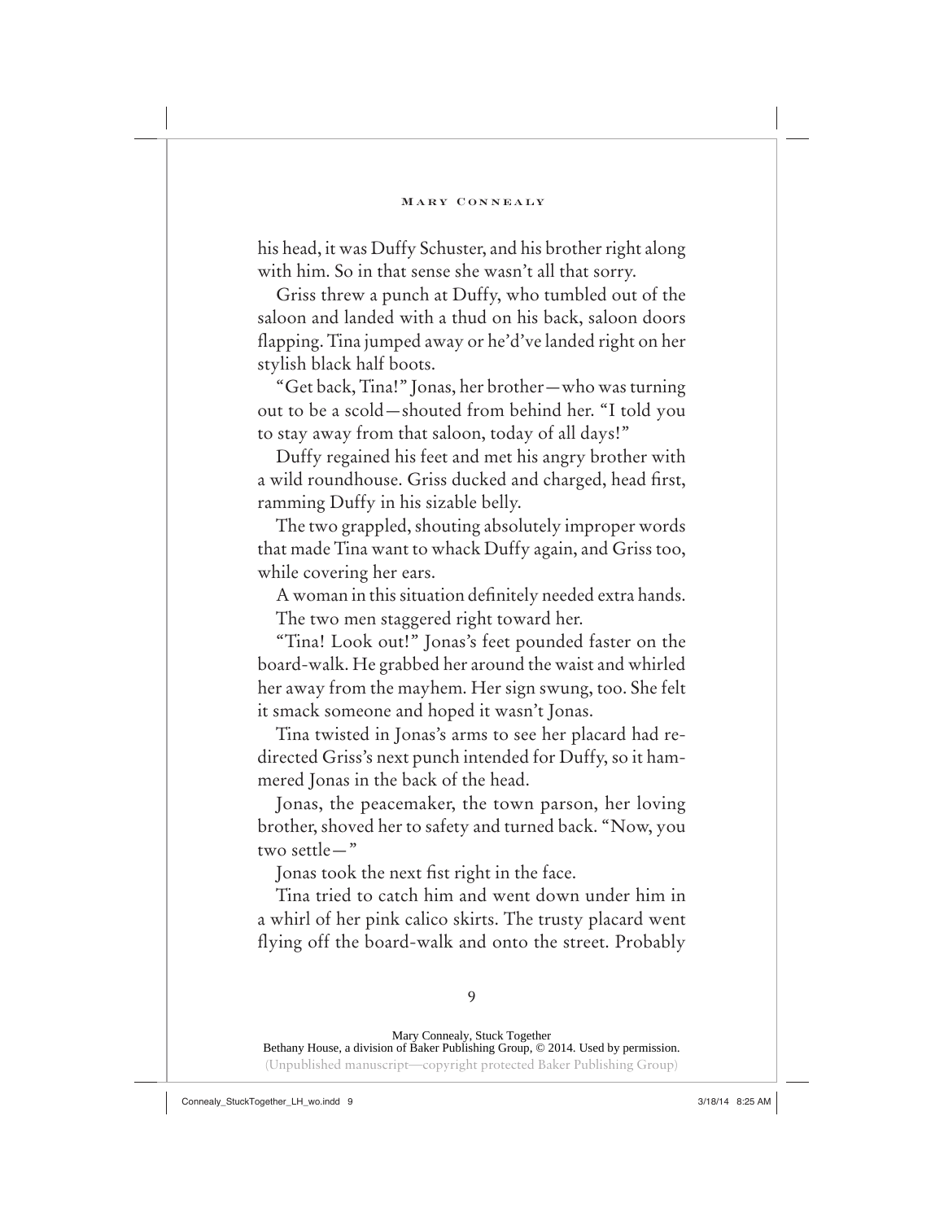his head, it was Duffy Schuster, and his brother right along with him. So in that sense she wasn't all that sorry.

Griss threw a punch at Duffy, who tumbled out of the saloon and landed with a thud on his back, saloon doors flapping. Tina jumped away or he'd've landed right on her stylish black half boots.

"Get back, Tina!" Jonas, her brother—who was turning out to be a scold—shouted from behind her. "I told you to stay away from that saloon, today of all days!"

Duffy regained his feet and met his angry brother with a wild roundhouse. Griss ducked and charged, head first, ramming Duffy in his sizable belly.

The two grappled, shouting absolutely improper words that made Tina want to whack Duffy again, and Griss too, while covering her ears.

A woman in this situation definitely needed extra hands.

The two men staggered right toward her.

"Tina! Look out!" Jonas's feet pounded faster on the board-walk. He grabbed her around the waist and whirled her away from the mayhem. Her sign swung, too. She felt it smack someone and hoped it wasn't Jonas.

Tina twisted in Jonas's arms to see her placard had redirected Griss's next punch intended for Duffy, so it hammered Jonas in the back of the head.

Jonas, the peacemaker, the town parson, her loving brother, shoved her to safety and turned back. "Now, you two settle—"

Jonas took the next fist right in the face.

Tina tried to catch him and went down under him in a whirl of her pink calico skirts. The trusty placard went flying off the board-walk and onto the street. Probably

Mary Connealy, Stuck Together
Bethany House, a division of Baker Publishing Group, © 2014. Used by permission.
(Unpublished manuscript—copyright protected Baker Publishing Group)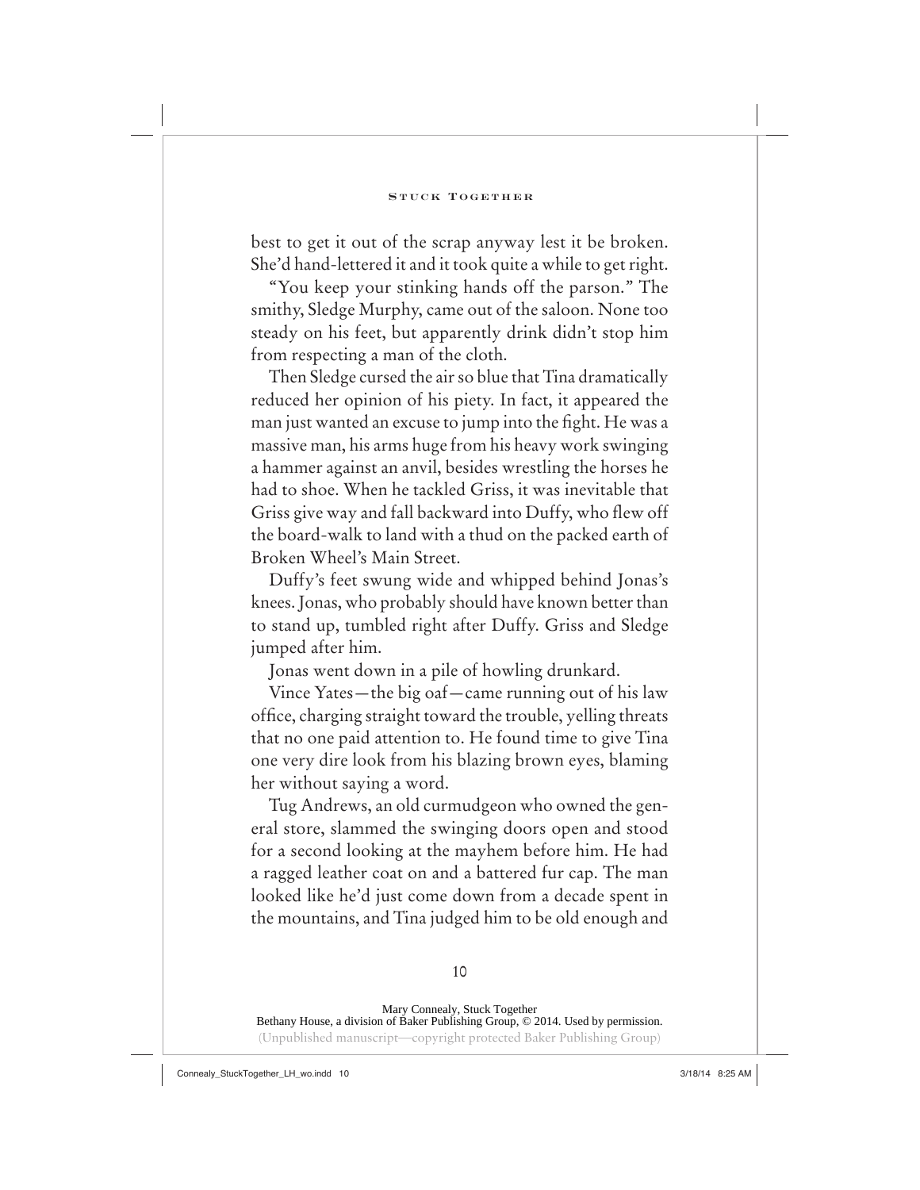best to get it out of the scrap anyway lest it be broken. She'd hand-lettered it and it took quite a while to get right.

"You keep your stinking hands off the parson." The smithy, Sledge Murphy, came out of the saloon. None too steady on his feet, but apparently drink didn't stop him from respecting a man of the cloth.

Then Sledge cursed the air so blue that Tina dramatically reduced her opinion of his piety. In fact, it appeared the man just wanted an excuse to jump into the fight. He was a massive man, his arms huge from his heavy work swinging a hammer against an anvil, besides wrestling the horses he had to shoe. When he tackled Griss, it was inevitable that Griss give way and fall backward into Duffy, who flew off the board-walk to land with a thud on the packed earth of Broken Wheel's Main Street.

Duffy's feet swung wide and whipped behind Jonas's knees. Jonas, who probably should have known better than to stand up, tumbled right after Duffy. Griss and Sledge jumped after him.

Jonas went down in a pile of howling drunkard.

Vince Yates—the big oaf—came running out of his law office, charging straight toward the trouble, yelling threats that no one paid attention to. He found time to give Tina one very dire look from his blazing brown eyes, blaming her without saying a word.

Tug Andrews, an old curmudgeon who owned the general store, slammed the swinging doors open and stood for a second looking at the mayhem before him. He had a ragged leather coat on and a battered fur cap. The man looked like he'd just come down from a decade spent in the mountains, and Tina judged him to be old enough and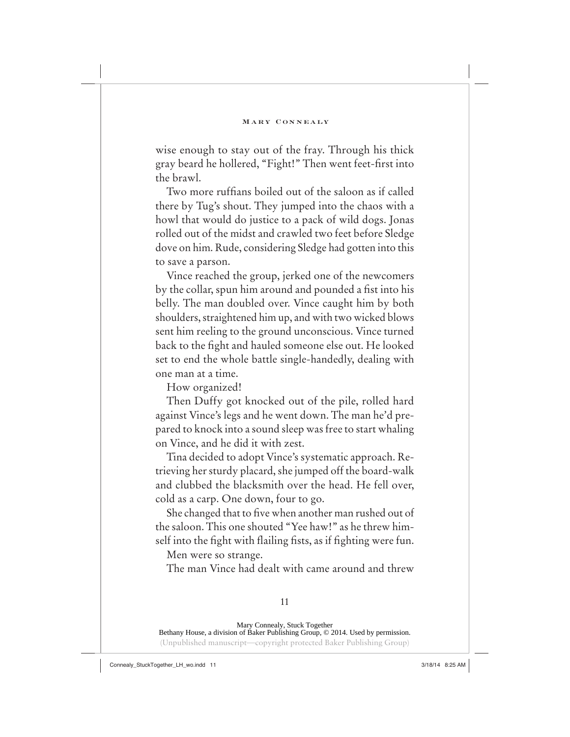wise enough to stay out of the fray. Through his thick gray beard he hollered, "Fight!" Then went feet-first into the brawl.

Two more ruffians boiled out of the saloon as if called there by Tug's shout. They jumped into the chaos with a howl that would do justice to a pack of wild dogs. Jonas rolled out of the midst and crawled two feet before Sledge dove on him. Rude, considering Sledge had gotten into this to save a parson.

Vince reached the group, jerked one of the newcomers by the collar, spun him around and pounded a fist into his belly. The man doubled over. Vince caught him by both shoulders, straightened him up, and with two wicked blows sent him reeling to the ground unconscious. Vince turned back to the fight and hauled someone else out. He looked set to end the whole battle single-handedly, dealing with one man at a time.

How organized!

Then Duffy got knocked out of the pile, rolled hard against Vince's legs and he went down. The man he'd prepared to knock into a sound sleep was free to start whaling on Vince, and he did it with zest.

Tina decided to adopt Vince's systematic approach. Retrieving her sturdy placard, she jumped off the board-walk and clubbed the blacksmith over the head. He fell over, cold as a carp. One down, four to go.

She changed that to five when another man rushed out of the saloon. This one shouted "Yee haw!" as he threw himself into the fight with flailing fists, as if fighting were fun.

Men were so strange.

The man Vince had dealt with came around and threw

Mary Connealy, Stuck Together
Bethany House, a division of Baker Publishing Group, © 2014. Used by permission.
(Unpublished manuscript—copyright protected Baker Publishing Group)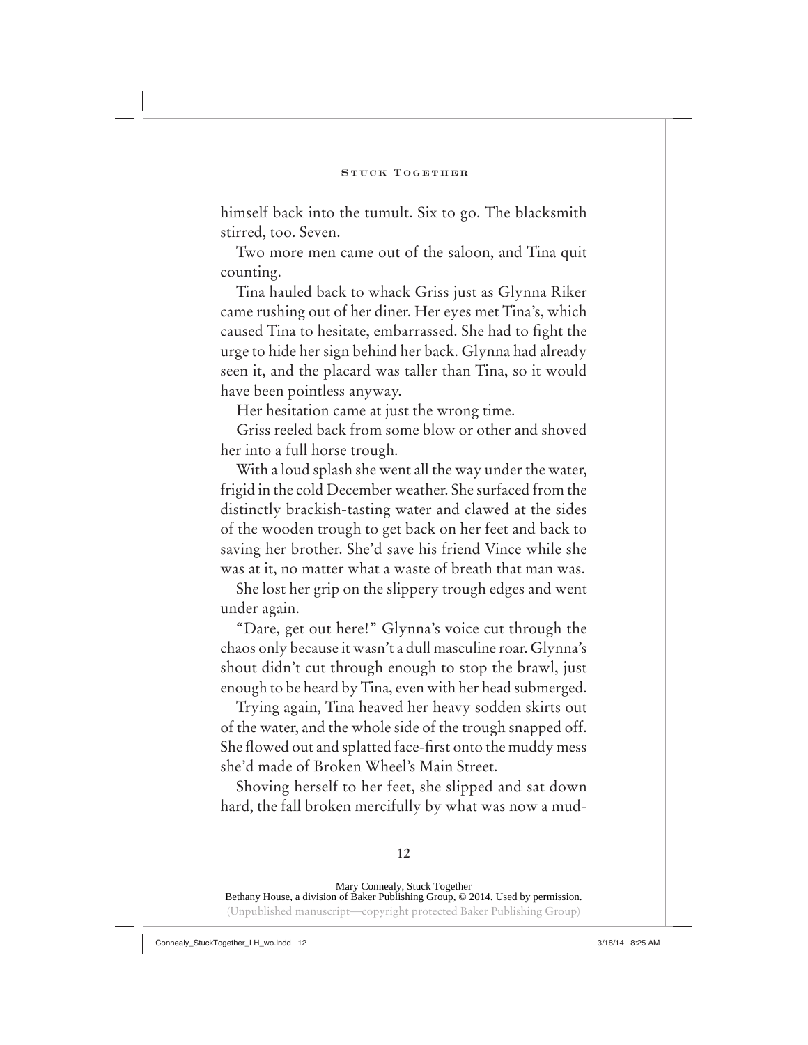himself back into the tumult. Six to go. The blacksmith stirred, too. Seven.

Two more men came out of the saloon, and Tina quit counting.

Tina hauled back to whack Griss just as Glynna Riker came rushing out of her diner. Her eyes met Tina's, which caused Tina to hesitate, embarrassed. She had to fight the urge to hide her sign behind her back. Glynna had already seen it, and the placard was taller than Tina, so it would have been pointless anyway.

Her hesitation came at just the wrong time.

Griss reeled back from some blow or other and shoved her into a full horse trough.

With a loud splash she went all the way under the water, frigid in the cold December weather. She surfaced from the distinctly brackish-tasting water and clawed at the sides of the wooden trough to get back on her feet and back to saving her brother. She'd save his friend Vince while she was at it, no matter what a waste of breath that man was.

She lost her grip on the slippery trough edges and went under again.

"Dare, get out here!" Glynna's voice cut through the chaos only because it wasn't a dull masculine roar. Glynna's shout didn't cut through enough to stop the brawl, just enough to be heard by Tina, even with her head submerged.

Trying again, Tina heaved her heavy sodden skirts out of the water, and the whole side of the trough snapped off. She flowed out and splatted face-first onto the muddy mess she'd made of Broken Wheel's Main Street.

Shoving herself to her feet, she slipped and sat down hard, the fall broken mercifully by what was now a mud-

Mary Connealy, Stuck Together
Bethany House, a division of Baker Publishing Group, © 2014. Used by permission.
(Unpublished manuscript—copyright protected Baker Publishing Group)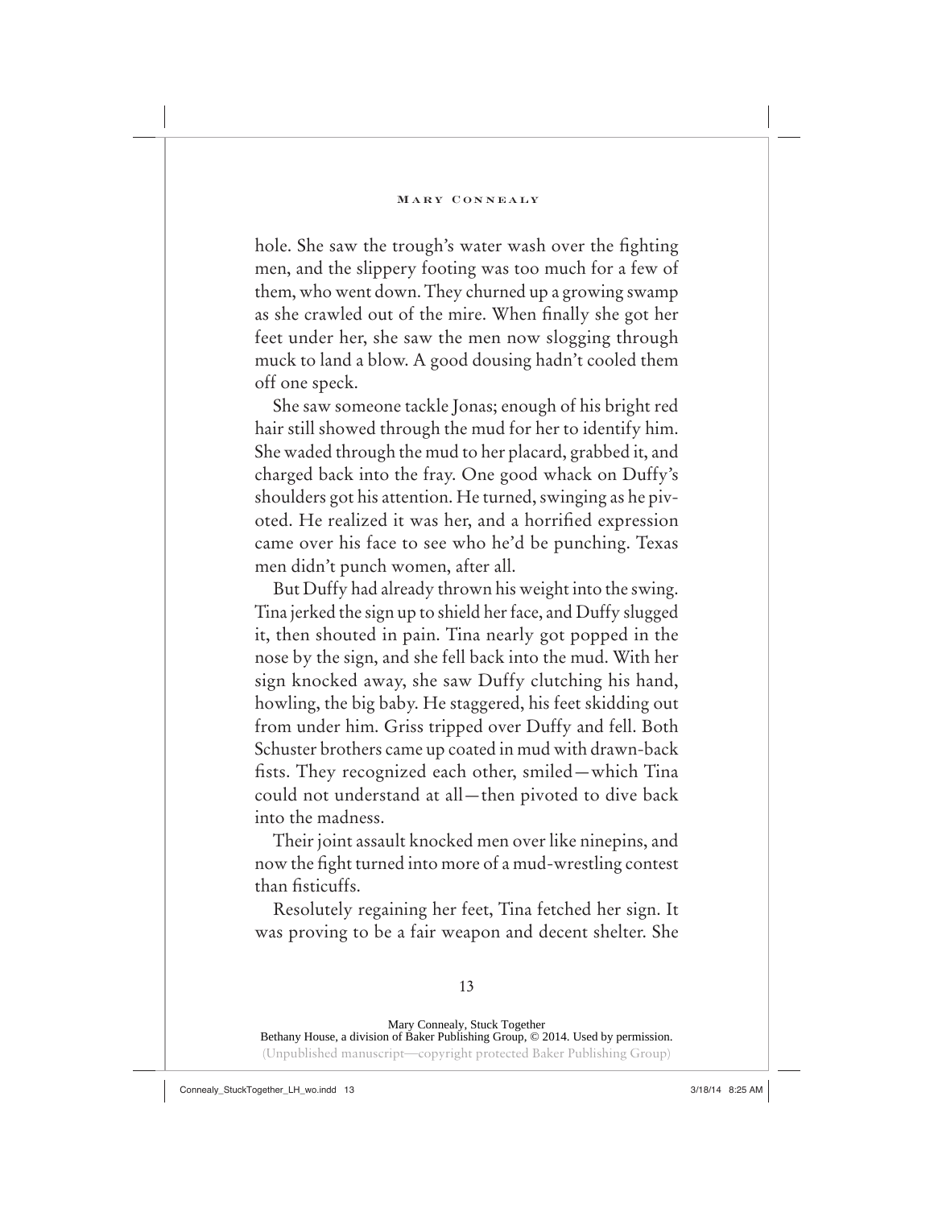hole. She saw the trough's water wash over the fighting men, and the slippery footing was too much for a few of them, who went down. They churned up a growing swamp as she crawled out of the mire. When finally she got her feet under her, she saw the men now slogging through muck to land a blow. A good dousing hadn't cooled them off one speck.

She saw someone tackle Jonas; enough of his bright red hair still showed through the mud for her to identify him. She waded through the mud to her placard, grabbed it, and charged back into the fray. One good whack on Duffy's shoulders got his attention. He turned, swinging as he pivoted. He realized it was her, and a horrified expression came over his face to see who he'd be punching. Texas men didn't punch women, after all.

But Duffy had already thrown his weight into the swing. Tina jerked the sign up to shield her face, and Duffy slugged it, then shouted in pain. Tina nearly got popped in the nose by the sign, and she fell back into the mud. With her sign knocked away, she saw Duffy clutching his hand, howling, the big baby. He staggered, his feet skidding out from under him. Griss tripped over Duffy and fell. Both Schuster brothers came up coated in mud with drawn-back fists. They recognized each other, smiled—which Tina could not understand at all—then pivoted to dive back into the madness.

Their joint assault knocked men over like ninepins, and now the fight turned into more of a mud-wrestling contest than fisticuffs.

Resolutely regaining her feet, Tina fetched her sign. It was proving to be a fair weapon and decent shelter. She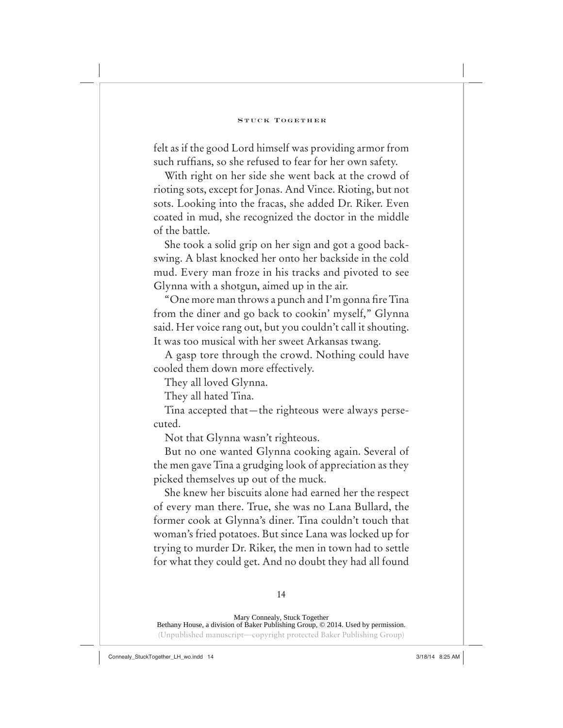felt as if the good Lord himself was providing armor from such ruffians, so she refused to fear for her own safety.

With right on her side she went back at the crowd of rioting sots, except for Jonas. And Vince. Rioting, but not sots. Looking into the fracas, she added Dr. Riker. Even coated in mud, she recognized the doctor in the middle of the battle.

She took a solid grip on her sign and got a good backswing. A blast knocked her onto her backside in the cold mud. Every man froze in his tracks and pivoted to see Glynna with a shotgun, aimed up in the air.

"One more man throws a punch and I'm gonna fire Tina from the diner and go back to cookin' myself," Glynna said. Her voice rang out, but you couldn't call it shouting. It was too musical with her sweet Arkansas twang.

A gasp tore through the crowd. Nothing could have cooled them down more effectively.

They all loved Glynna.

They all hated Tina.

Tina accepted that—the righteous were always persecuted.

Not that Glynna wasn't righteous.

But no one wanted Glynna cooking again. Several of the men gave Tina a grudging look of appreciation as they picked themselves up out of the muck.

She knew her biscuits alone had earned her the respect of every man there. True, she was no Lana Bullard, the former cook at Glynna's diner. Tina couldn't touch that woman's fried potatoes. But since Lana was locked up for trying to murder Dr. Riker, the men in town had to settle for what they could get. And no doubt they had all found

Mary Connealy, Stuck Together
Bethany House, a division of Baker Publishing Group, © 2014. Used by permission.
(Unpublished manuscript—copyright protected Baker Publishing Group)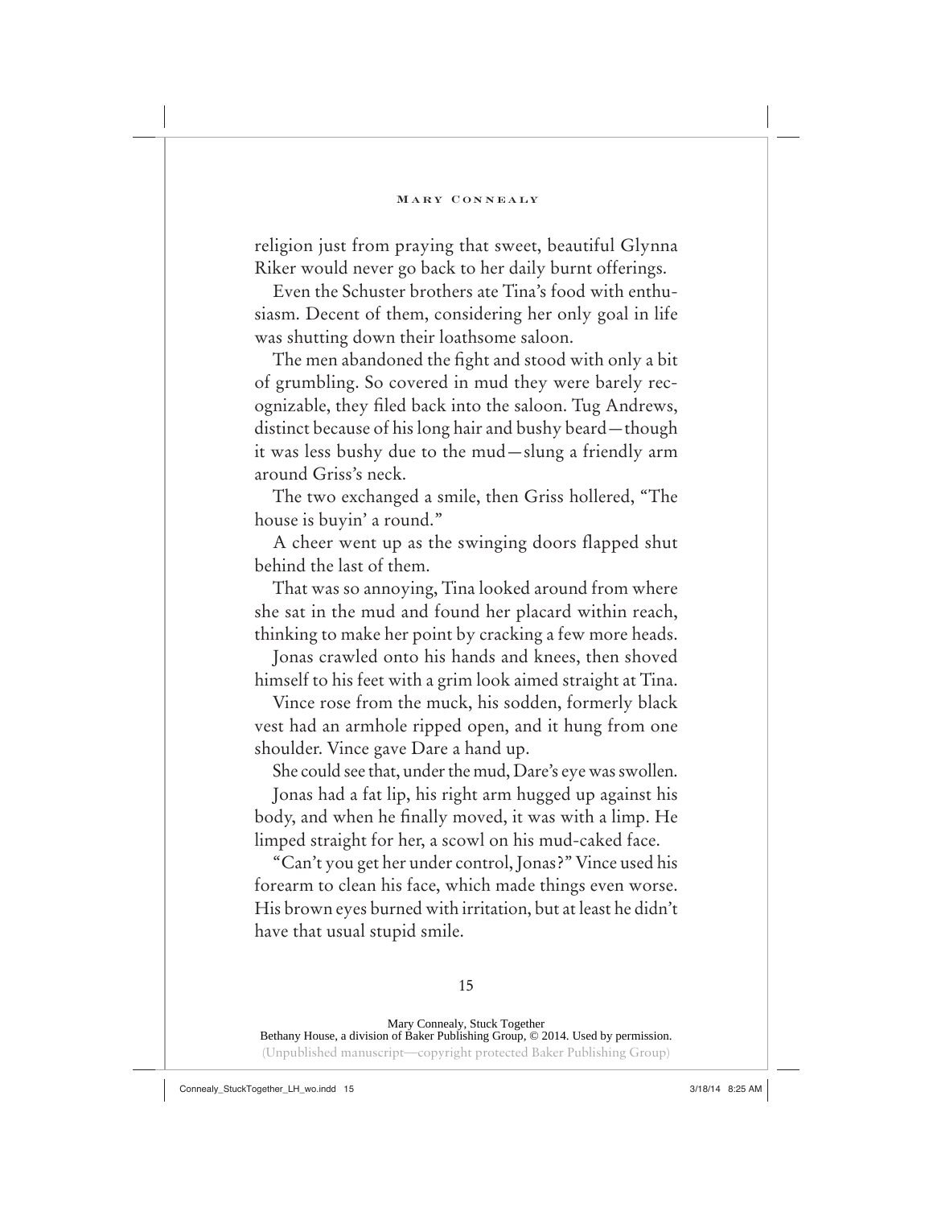religion just from praying that sweet, beautiful Glynna Riker would never go back to her daily burnt offerings.

Even the Schuster brothers ate Tina's food with enthusiasm. Decent of them, considering her only goal in life was shutting down their loathsome saloon.

The men abandoned the fight and stood with only a bit of grumbling. So covered in mud they were barely recognizable, they filed back into the saloon. Tug Andrews, distinct because of his long hair and bushy beard—though it was less bushy due to the mud—slung a friendly arm around Griss's neck.

The two exchanged a smile, then Griss hollered, "The house is buyin' a round."

A cheer went up as the swinging doors flapped shut behind the last of them.

That was so annoying, Tina looked around from where she sat in the mud and found her placard within reach, thinking to make her point by cracking a few more heads.

Jonas crawled onto his hands and knees, then shoved himself to his feet with a grim look aimed straight at Tina.

Vince rose from the muck, his sodden, formerly black vest had an armhole ripped open, and it hung from one shoulder. Vince gave Dare a hand up.

She could see that, under the mud, Dare's eye was swollen.

Jonas had a fat lip, his right arm hugged up against his body, and when he finally moved, it was with a limp. He limped straight for her, a scowl on his mud-caked face.

"Can't you get her under control, Jonas?" Vince used his forearm to clean his face, which made things even worse. His brown eyes burned with irritation, but at least he didn't have that usual stupid smile.

Mary Connealy, Stuck Together
Bethany House, a division of Baker Publishing Group, © 2014. Used by permission.
(Unpublished manuscript—copyright protected Baker Publishing Group)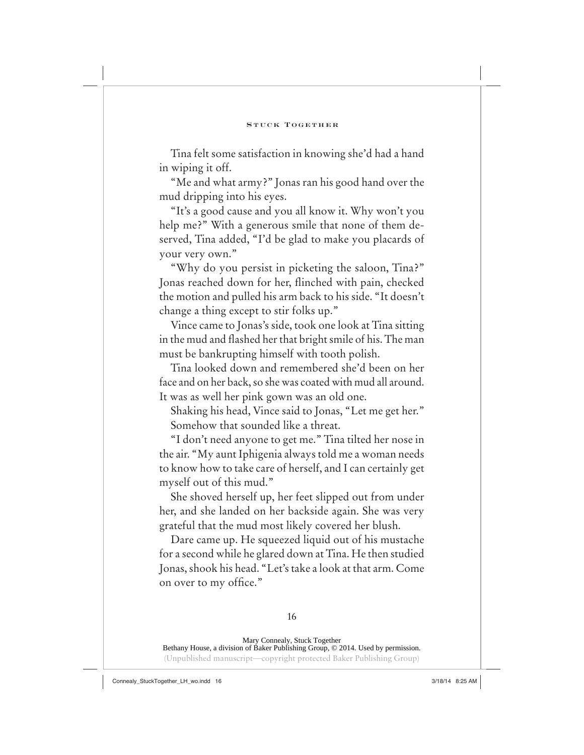Tina felt some satisfaction in knowing she'd had a hand in wiping it off.

"Me and what army?" Jonas ran his good hand over the mud dripping into his eyes.

"It's a good cause and you all know it. Why won't you help me?" With a generous smile that none of them deserved, Tina added, "I'd be glad to make you placards of your very own."

"Why do you persist in picketing the saloon, Tina?" Jonas reached down for her, flinched with pain, checked the motion and pulled his arm back to his side. "It doesn't change a thing except to stir folks up."

Vince came to Jonas's side, took one look at Tina sitting in the mud and flashed her that bright smile of his. The man must be bankrupting himself with tooth polish.

Tina looked down and remembered she'd been on her face and on her back, so she was coated with mud all around. It was as well her pink gown was an old one.

Shaking his head, Vince said to Jonas, "Let me get her."

Somehow that sounded like a threat.

"I don't need anyone to get me." Tina tilted her nose in the air. "My aunt Iphigenia always told me a woman needs to know how to take care of herself, and I can certainly get myself out of this mud."

She shoved herself up, her feet slipped out from under her, and she landed on her backside again. She was very grateful that the mud most likely covered her blush.

Dare came up. He squeezed liquid out of his mustache for a second while he glared down at Tina. He then studied Jonas, shook his head. "Let's take a look at that arm. Come on over to my office."

Mary Connealy, Stuck Together
Bethany House, a division of Baker Publishing Group, © 2014. Used by permission.
(Unpublished manuscript—copyright protected Baker Publishing Group)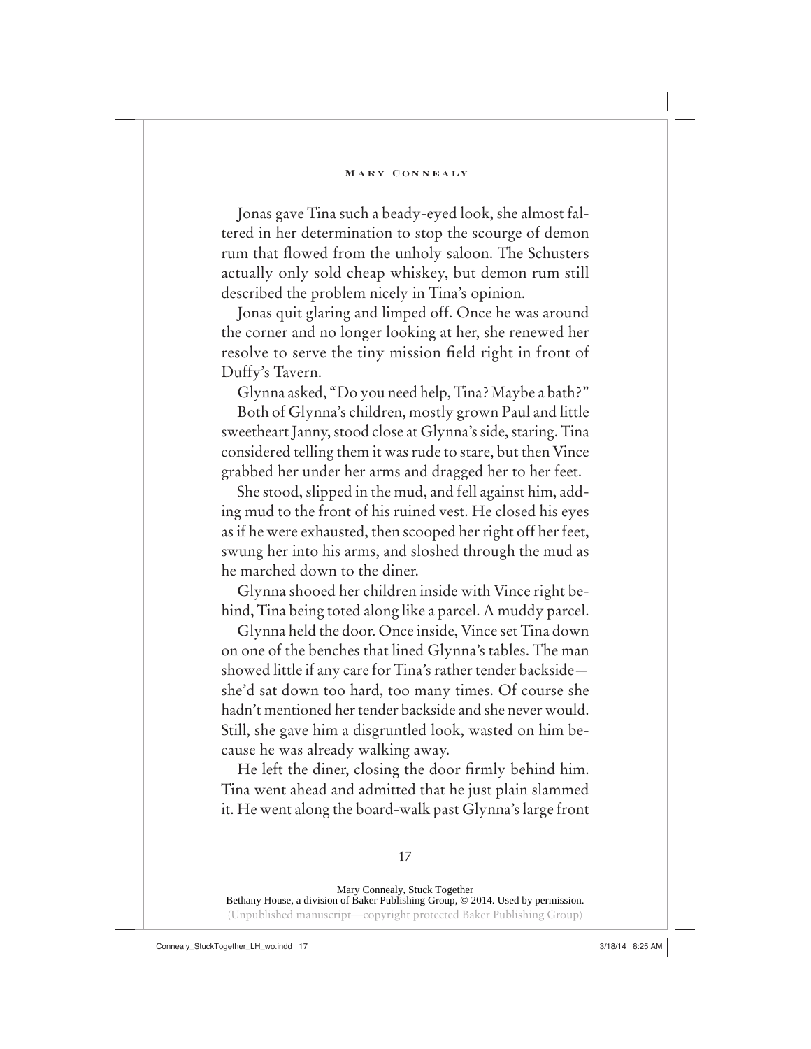Jonas gave Tina such a beady-eyed look, she almost faltered in her determination to stop the scourge of demon rum that flowed from the unholy saloon. The Schusters actually only sold cheap whiskey, but demon rum still described the problem nicely in Tina's opinion.

Jonas quit glaring and limped off. Once he was around the corner and no longer looking at her, she renewed her resolve to serve the tiny mission field right in front of Duffy's Tavern.

Glynna asked, "Do you need help, Tina? Maybe a bath?"

Both of Glynna's children, mostly grown Paul and little sweetheart Janny, stood close at Glynna's side, staring. Tina considered telling them it was rude to stare, but then Vince grabbed her under her arms and dragged her to her feet.

She stood, slipped in the mud, and fell against him, adding mud to the front of his ruined vest. He closed his eyes as if he were exhausted, then scooped her right off her feet, swung her into his arms, and sloshed through the mud as he marched down to the diner.

Glynna shooed her children inside with Vince right behind, Tina being toted along like a parcel. A muddy parcel.

Glynna held the door. Once inside, Vince set Tina down on one of the benches that lined Glynna's tables. The man showed little if any care for Tina's rather tender backside—she'd sat down too hard, too many times. Of course she hadn't mentioned her tender backside and she never would. Still, she gave him a disgruntled look, wasted on him because he was already walking away.

He left the diner, closing the door firmly behind him. Tina went ahead and admitted that he just plain slammed it. He went along the board-walk past Glynna's large front

Mary Connealy, Stuck Together
Bethany House, a division of Baker Publishing Group, © 2014. Used by permission.
(Unpublished manuscript—copyright protected Baker Publishing Group)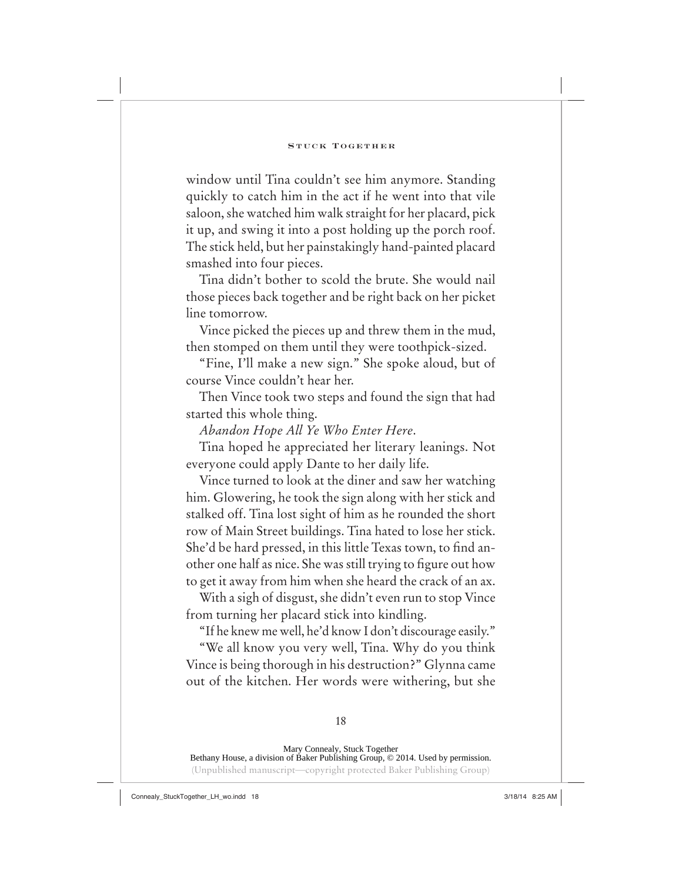window until Tina couldn't see him anymore. Standing quickly to catch him in the act if he went into that vile saloon, she watched him walk straight for her placard, pick it up, and swing it into a post holding up the porch roof. The stick held, but her painstakingly hand-painted placard smashed into four pieces.

Tina didn't bother to scold the brute. She would nail those pieces back together and be right back on her picket line tomorrow.

Vince picked the pieces up and threw them in the mud, then stomped on them until they were toothpick-sized.

"Fine, I'll make a new sign." She spoke aloud, but of course Vince couldn't hear her.

Then Vince took two steps and found the sign that had started this whole thing.

*Abandon Hope All Ye Who Enter Here*.

Tina hoped he appreciated her literary leanings. Not everyone could apply Dante to her daily life.

Vince turned to look at the diner and saw her watching him. Glowering, he took the sign along with her stick and stalked off. Tina lost sight of him as he rounded the short row of Main Street buildings. Tina hated to lose her stick. She'd be hard pressed, in this little Texas town, to find another one half as nice. She was still trying to figure out how to get it away from him when she heard the crack of an ax.

With a sigh of disgust, she didn't even run to stop Vince from turning her placard stick into kindling.

"If he knew me well, he'd know I don't discourage easily."

"We all know you very well, Tina. Why do you think Vince is being thorough in his destruction?" Glynna came out of the kitchen. Her words were withering, but she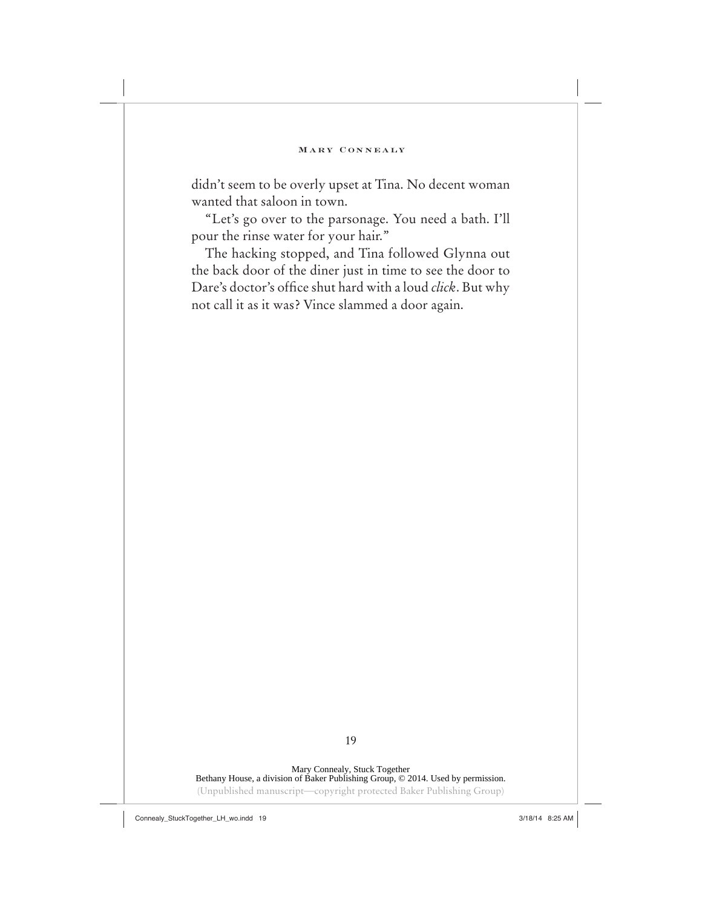didn't seem to be overly upset at Tina. No decent woman wanted that saloon in town.

"Let's go over to the parsonage. You need a bath. I'll pour the rinse water for your hair."

The hacking stopped, and Tina followed Glynna out the back door of the diner just in time to see the door to Dare's doctor's office shut hard with a loud *click*. But why not call it as it was? Vince slammed a door again.

Mary Connealy, Stuck Together
Bethany House, a division of Baker Publishing Group, © 2014. Used by permission.
(Unpublished manuscript—copyright protected Baker Publishing Group)